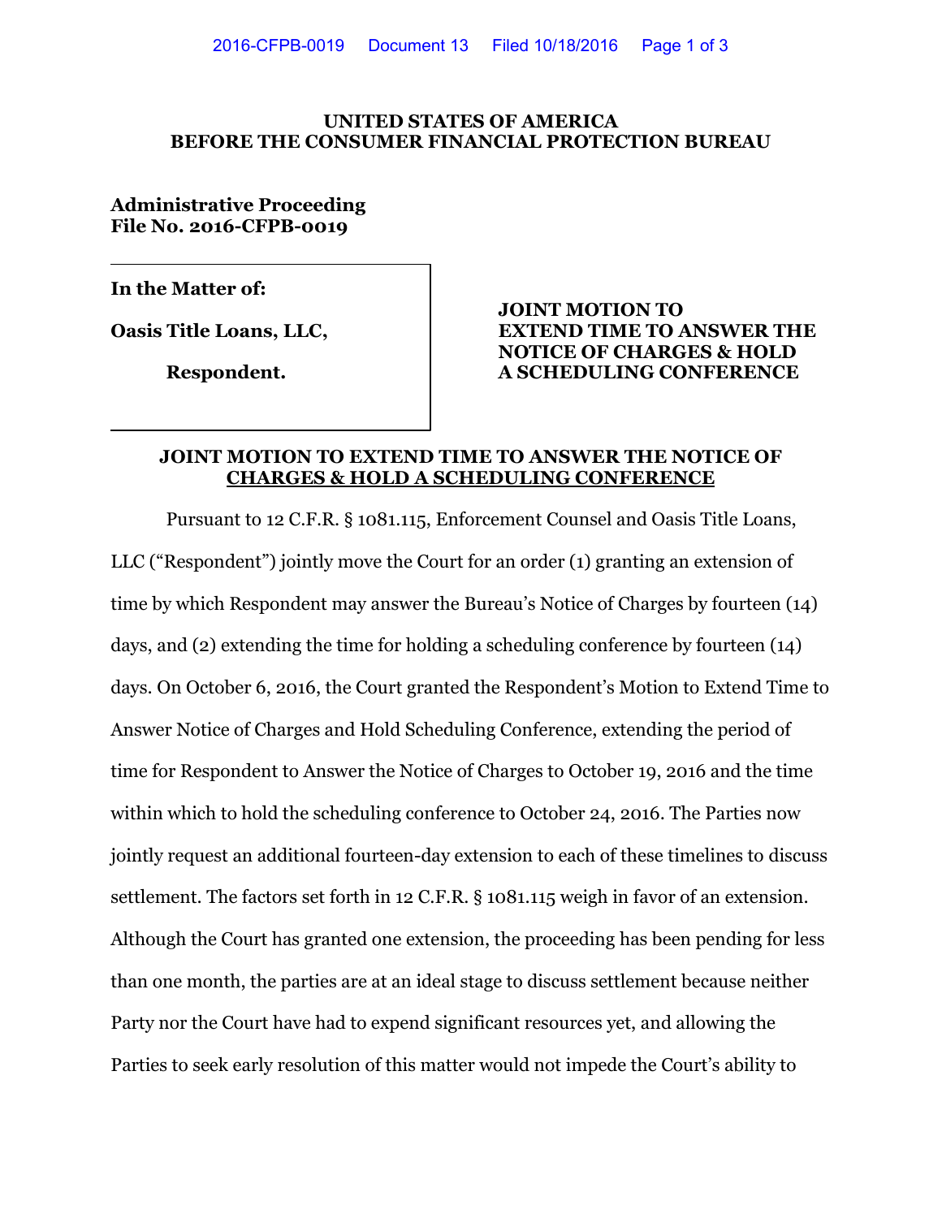**UNITED STATES OF AMERICA**
**BEFORE THE CONSUMER FINANCIAL PROTECTION BUREAU**

**Administrative Proceeding**
**File No. 2016-CFPB-0019**

| | |
|---|---|
| **In the Matter of:**<br><br>**Oasis Title Loans, LLC,**<br><br>**Respondent.** | **JOINT MOTION TO EXTEND TIME TO ANSWER THE NOTICE OF CHARGES & HOLD A SCHEDULING CONFERENCE** |

## JOINT MOTION TO EXTEND TIME TO ANSWER THE NOTICE OF CHARGES & HOLD A SCHEDULING CONFERENCE

Pursuant to 12 C.F.R. § 1081.115, Enforcement Counsel and Oasis Title Loans, LLC ("Respondent") jointly move the Court for an order (1) granting an extension of time by which Respondent may answer the Bureau's Notice of Charges by fourteen (14) days, and (2) extending the time for holding a scheduling conference by fourteen (14) days. On October 6, 2016, the Court granted the Respondent's Motion to Extend Time to Answer Notice of Charges and Hold Scheduling Conference, extending the period of time for Respondent to Answer the Notice of Charges to October 19, 2016 and the time within which to hold the scheduling conference to October 24, 2016. The Parties now jointly request an additional fourteen-day extension to each of these timelines to discuss settlement. The factors set forth in 12 C.F.R. § 1081.115 weigh in favor of an extension. Although the Court has granted one extension, the proceeding has been pending for less than one month, the parties are at an ideal stage to discuss settlement because neither Party nor the Court have had to expend significant resources yet, and allowing the Parties to seek early resolution of this matter would not impede the Court's ability to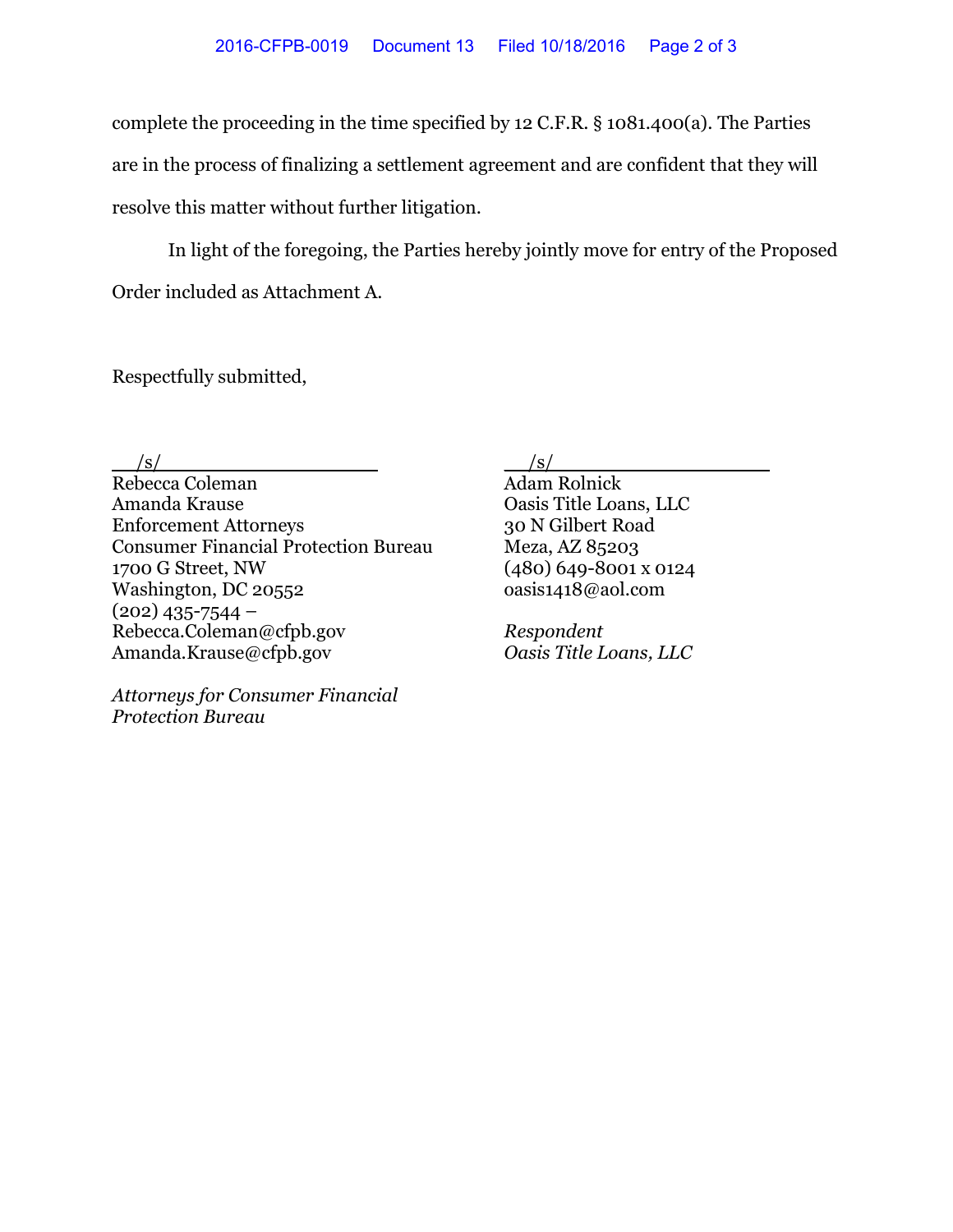complete the proceeding in the time specified by 12 C.F.R. § 1081.400(a). The Parties are in the process of finalizing a settlement agreement and are confident that they will resolve this matter without further litigation.

In light of the foregoing, the Parties hereby jointly move for entry of the Proposed Order included as Attachment A.

Respectfully submitted,

/s/
Rebecca Coleman
Amanda Krause
Enforcement Attorneys
Consumer Financial Protection Bureau
1700 G Street, NW
Washington, DC 20552
(202) 435-7544 –
Rebecca.Coleman@cfpb.gov
Amanda.Krause@cfpb.gov

*Attorneys for Consumer Financial Protection Bureau*

/s/
Adam Rolnick
Oasis Title Loans, LLC
30 N Gilbert Road
Meza, AZ 85203
(480) 649-8001 x 0124
oasis1418@aol.com

*Respondent*
*Oasis Title Loans, LLC*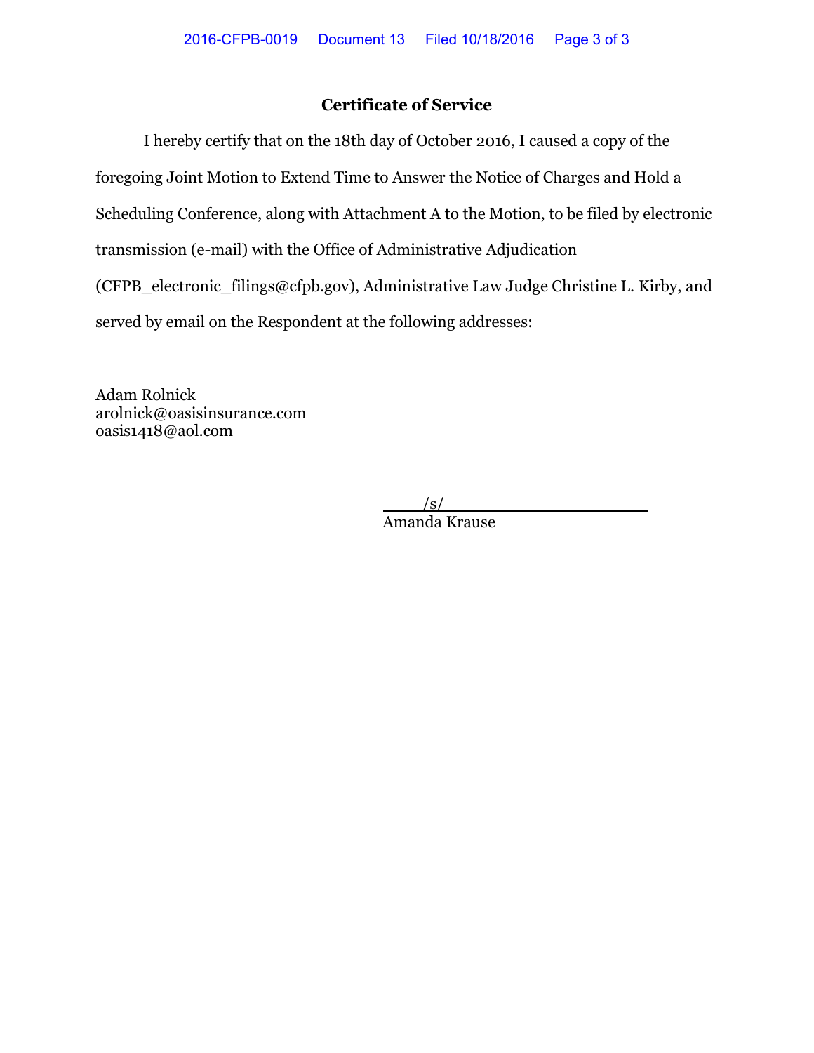## Certificate of Service

I hereby certify that on the 18th day of October 2016, I caused a copy of the foregoing Joint Motion to Extend Time to Answer the Notice of Charges and Hold a Scheduling Conference, along with Attachment A to the Motion, to be filed by electronic transmission (e-mail) with the Office of Administrative Adjudication (CFPB_electronic_filings@cfpb.gov), Administrative Law Judge Christine L. Kirby, and served by email on the Respondent at the following addresses:

Adam Rolnick
arolnick@oasisinsurance.com
oasis1418@aol.com

/s/
Amanda Krause